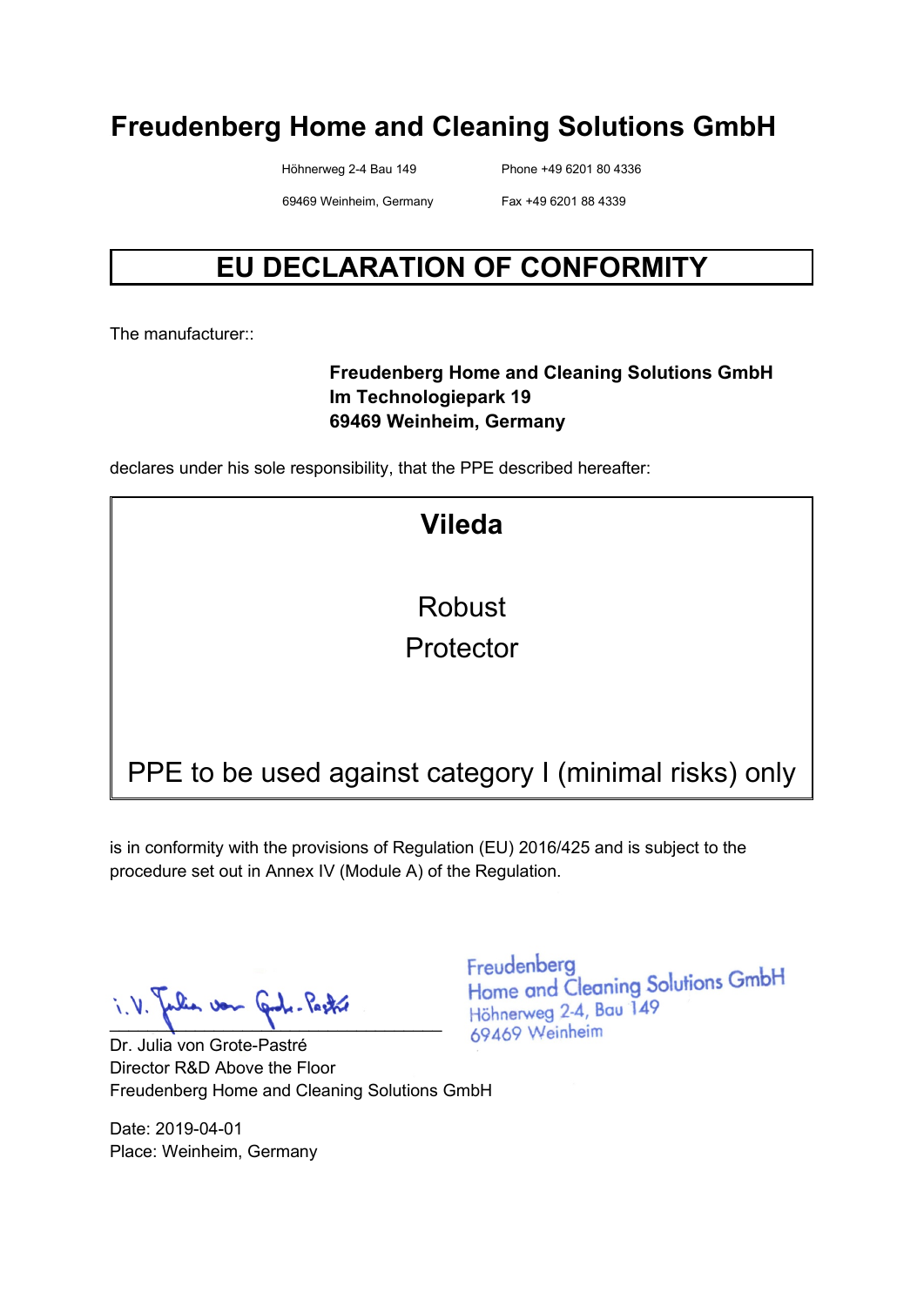# Freudenberg Home and Cleaning Solutions GmbH

Höhnerweg 2-4 Bau 149
69469 Weinheim, Germany

Phone +49 6201 80 4336
Fax +49 6201 88 4339

## EU DECLARATION OF CONFORMITY

The manufacturer::

**Freudenberg Home and Cleaning Solutions GmbH**
**Im Technologiepark 19**
**69469 Weinheim, Germany**

declares under his sole responsibility, that the PPE described hereafter:

**Vileda**

Robust
Protector

PPE to be used against category I (minimal risks) only

is in conformity with the provisions of Regulation (EU) 2016/425 and is subject to the procedure set out in Annex IV (Module A) of the Regulation.

i.V. Julia von Grote-Pastré

Dr. Julia von Grote-Pastré
Director R&D Above the Floor
Freudenberg Home and Cleaning Solutions GmbH

Freudenberg
Home and Cleaning Solutions GmbH
Höhnerweg 2-4, Bau 149
69469 Weinheim

Date: 2019-04-01
Place: Weinheim, Germany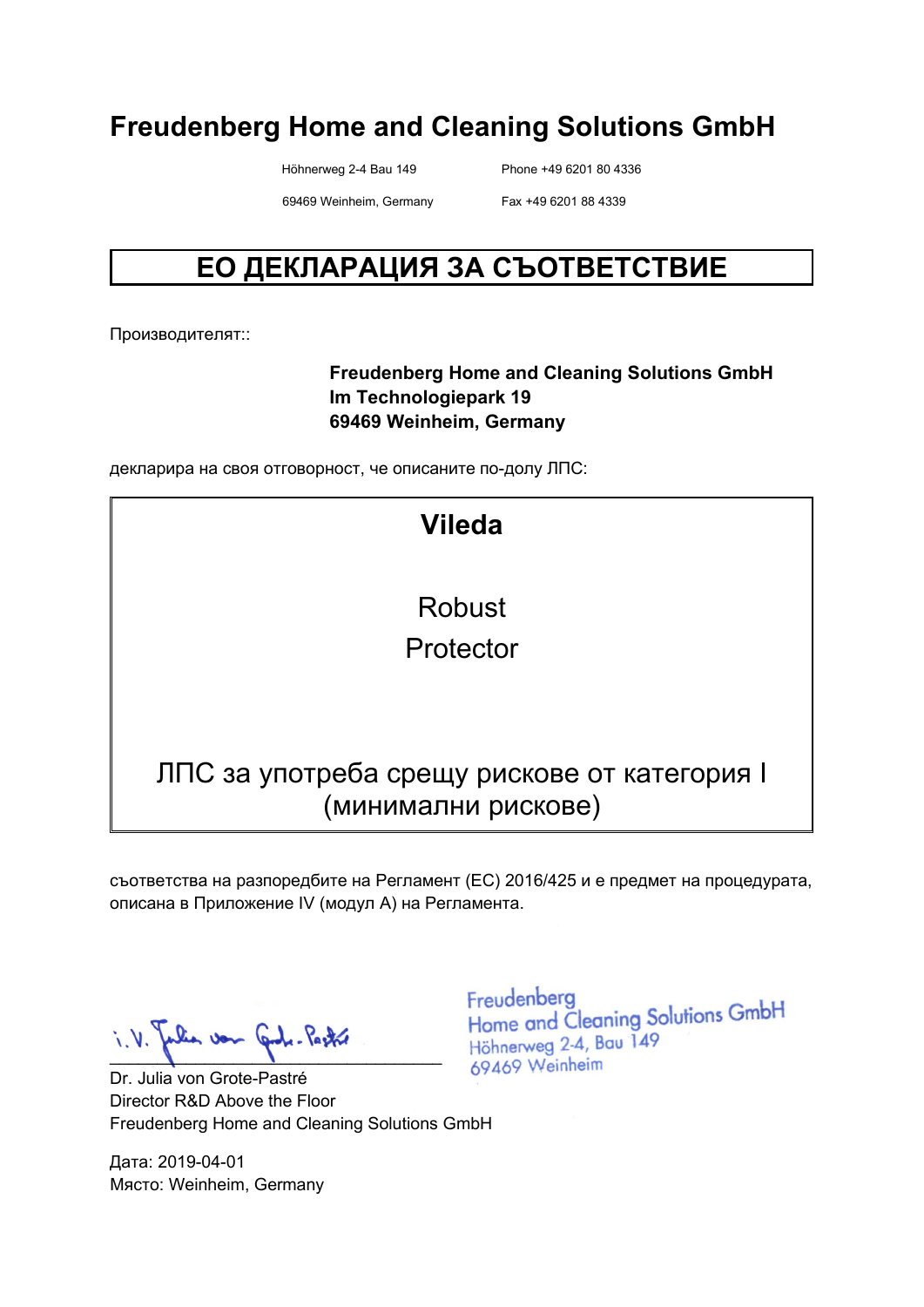# Freudenberg Home and Cleaning Solutions GmbH

Höhnerweg 2-4 Bau 149
69469 Weinheim, Germany

Phone +49 6201 80 4336
Fax +49 6201 88 4339

## ЕО ДЕКЛАРАЦИЯ ЗА СЪОТВЕТСТВИЕ

Производителят::

**Freudenberg Home and Cleaning Solutions GmbH**
**Im Technologiepark 19**
**69469 Weinheim, Germany**

декларира на своя отговорност, че описаните по-долу ЛПС:

**Vileda**

Robust
Protector

ЛПС за употреба срещу рискове от категория I (минимални рискове)

съответства на разпоредбите на Регламент (ЕС) 2016/425 и е предмет на процедурата, описана в Приложение IV (модул А) на Регламента.

i.V. Julia von Grote-Pastré

Freudenberg
Home and Cleaning Solutions GmbH
Höhnerweg 2-4, Bau 149
69469 Weinheim

Dr. Julia von Grote-Pastré
Director R&D Above the Floor
Freudenberg Home and Cleaning Solutions GmbH

Дата: 2019-04-01
Място: Weinheim, Germany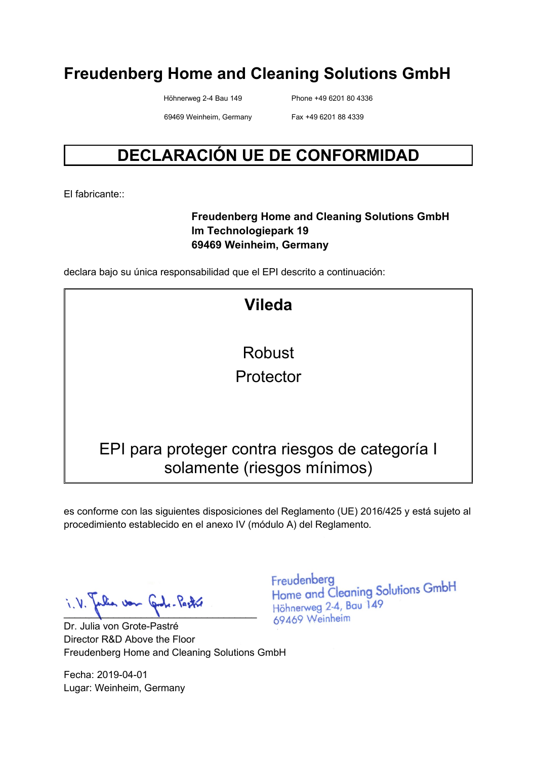# Freudenberg Home and Cleaning Solutions GmbH

Höhnerweg 2-4 Bau 149 Phone +49 6201 80 4336

69469 Weinheim, Germany Fax +49 6201 88 4339

## DECLARACIÓN UE DE CONFORMIDAD

El fabricante::

**Freudenberg Home and Cleaning Solutions GmbH**
**Im Technologiepark 19**
**69469 Weinheim, Germany**

declara bajo su única responsabilidad que el EPI descrito a continuación:

**Vileda**

Robust
Protector

EPI para proteger contra riesgos de categoría I solamente (riesgos mínimos)

es conforme con las siguientes disposiciones del Reglamento (UE) 2016/425 y está sujeto al procedimiento establecido en el anexo IV (módulo A) del Reglamento.

i.V. Julia von Grote-Pastré

Freudenberg
Home and Cleaning Solutions GmbH
Höhnerweg 2-4, Bau 149
69469 Weinheim

Dr. Julia von Grote-Pastré
Director R&D Above the Floor
Freudenberg Home and Cleaning Solutions GmbH

Fecha: 2019-04-01
Lugar: Weinheim, Germany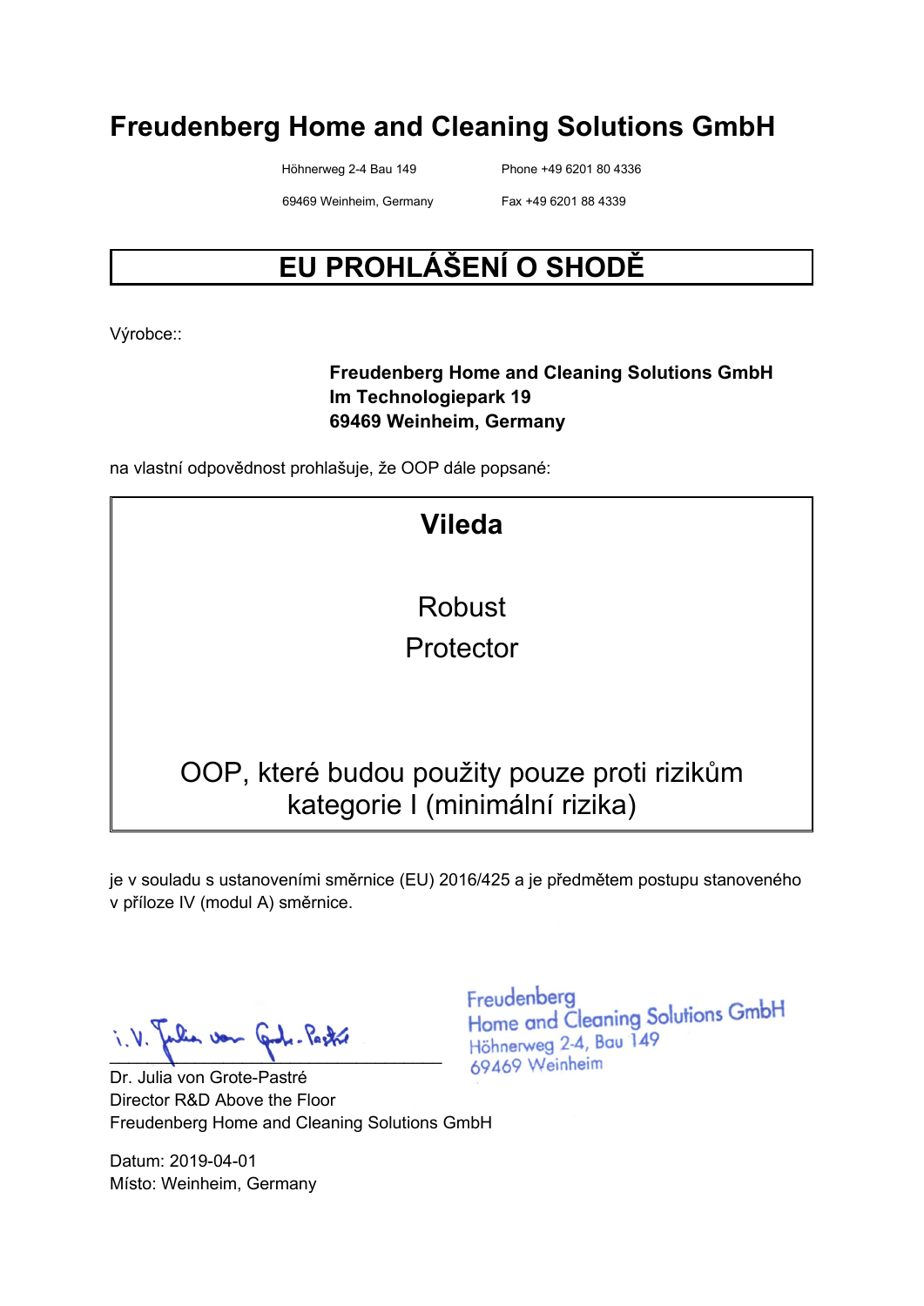# Freudenberg Home and Cleaning Solutions GmbH

Höhnerweg 2-4 Bau 149
69469 Weinheim, Germany

Phone +49 6201 80 4336
Fax +49 6201 88 4339

## EU PROHLÁŠENÍ O SHODĚ

Výrobce::

**Freudenberg Home and Cleaning Solutions GmbH**
**Im Technologiepark 19**
**69469 Weinheim, Germany**

na vlastní odpovědnost prohlašuje, že OOP dále popsané:

**Vileda**

Robust
Protector

OOP, které budou použity pouze proti rizikům kategorie I (minimální rizika)

je v souladu s ustanoveními směrnice (EU) 2016/425 a je předmětem postupu stanoveného v příloze IV (modul A) směrnice.

i.V. Julia von Grote-Pastré

Freudenberg
Home and Cleaning Solutions GmbH
Höhnerweg 2-4, Bau 149
69469 Weinheim

Dr. Julia von Grote-Pastré
Director R&D Above the Floor
Freudenberg Home and Cleaning Solutions GmbH

Datum: 2019-04-01
Místo: Weinheim, Germany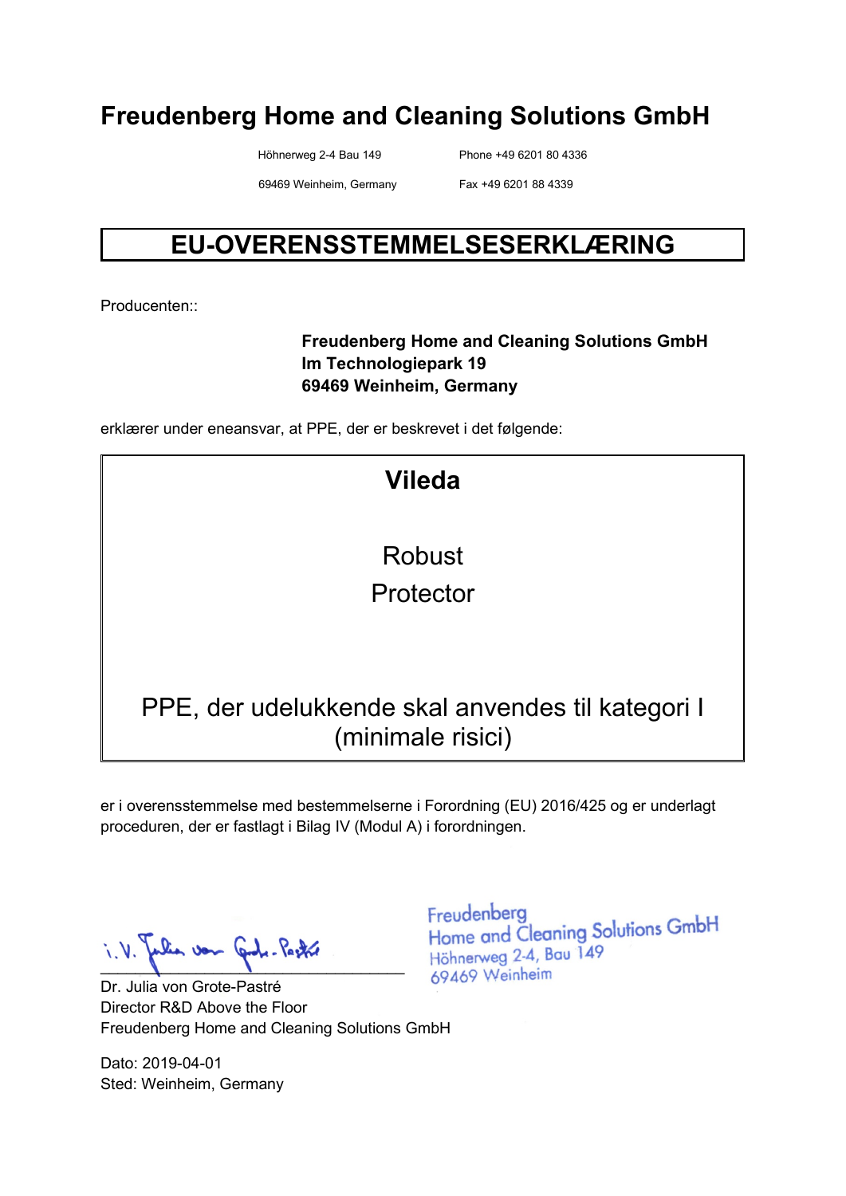# Freudenberg Home and Cleaning Solutions GmbH

Höhnerweg 2-4 Bau 149
69469 Weinheim, Germany

Phone +49 6201 80 4336
Fax +49 6201 88 4339

## EU-OVERENSSTEMMELSESERKLÆRING

Producenten::

**Freudenberg Home and Cleaning Solutions GmbH**
**Im Technologiepark 19**
**69469 Weinheim, Germany**

erklærer under eneansvar, at PPE, der er beskrevet i det følgende:

**Vileda**

Robust
Protector

PPE, der udelukkende skal anvendes til kategori I
(minimale risici)

er i overensstemmelse med bestemmelserne i Forordning (EU) 2016/425 og er underlagt proceduren, der er fastlagt i Bilag IV (Modul A) i forordningen.

i.V. Julia von Grote-Pastré

Dr. Julia von Grote-Pastré
Director R&D Above the Floor
Freudenberg Home and Cleaning Solutions GmbH

Freudenberg
Home and Cleaning Solutions GmbH
Höhnerweg 2-4, Bau 149
69469 Weinheim

Dato: 2019-04-01
Sted: Weinheim, Germany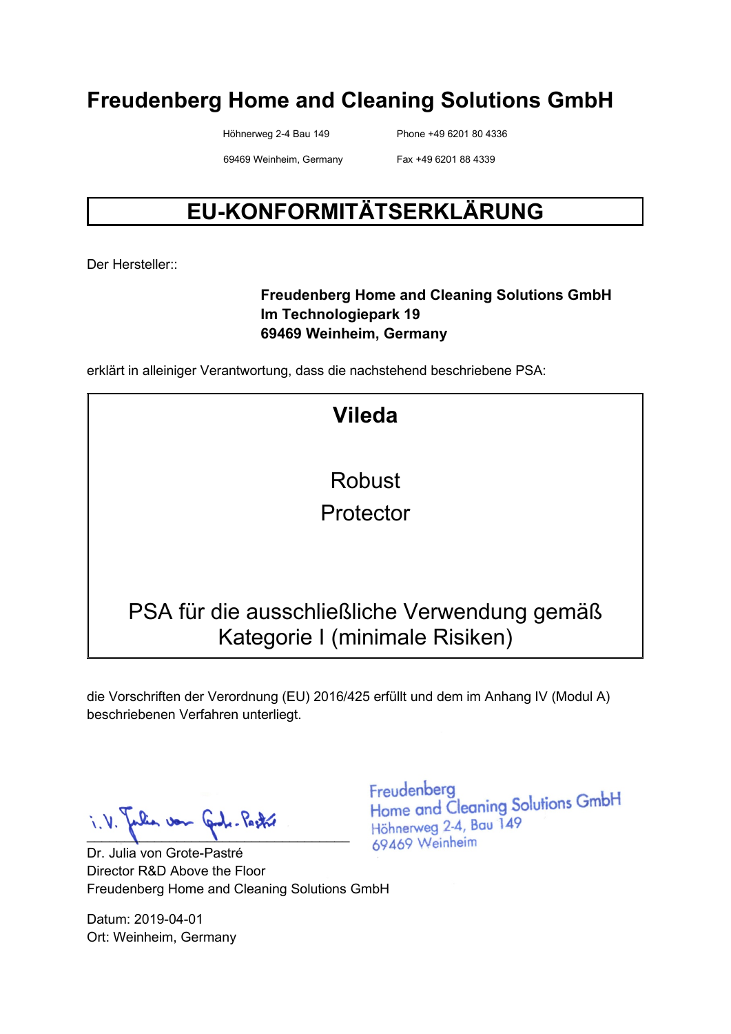# Freudenberg Home and Cleaning Solutions GmbH

Höhnerweg 2-4 Bau 149 Phone +49 6201 80 4336

69469 Weinheim, Germany Fax +49 6201 88 4339

## EU-KONFORMITÄTSERKLÄRUNG

Der Hersteller::

**Freudenberg Home and Cleaning Solutions GmbH**
**Im Technologiepark 19**
**69469 Weinheim, Germany**

erklärt in alleiniger Verantwortung, dass die nachstehend beschriebene PSA:

**Vileda**

Robust
Protector

PSA für die ausschließliche Verwendung gemäß Kategorie I (minimale Risiken)

die Vorschriften der Verordnung (EU) 2016/425 erfüllt und dem im Anhang IV (Modul A) beschriebenen Verfahren unterliegt.

i.V. Julia von Grote-Pastré

Freudenberg
Home and Cleaning Solutions GmbH
Höhnerweg 2-4, Bau 149
69469 Weinheim

Dr. Julia von Grote-Pastré
Director R&D Above the Floor
Freudenberg Home and Cleaning Solutions GmbH

Datum: 2019-04-01
Ort: Weinheim, Germany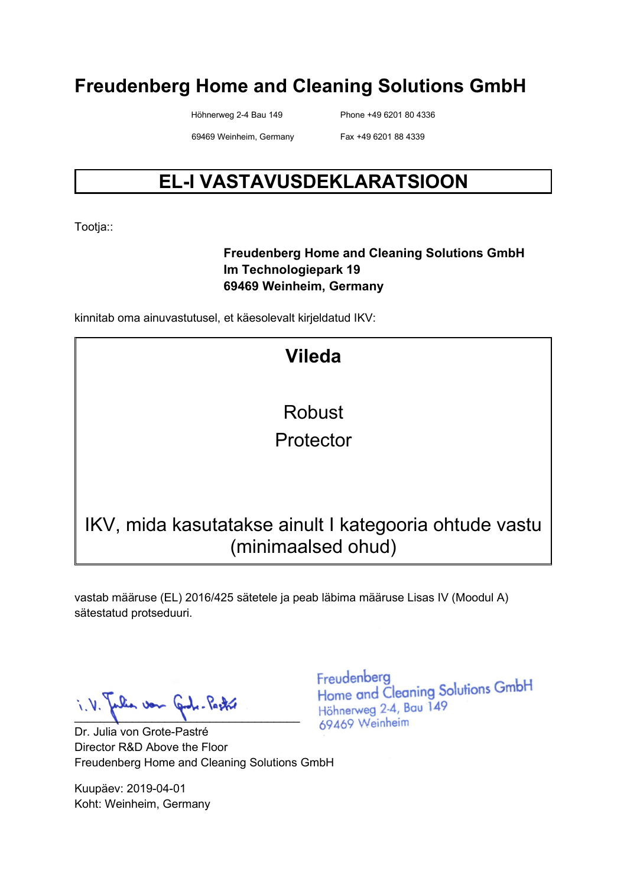# Freudenberg Home and Cleaning Solutions GmbH

Höhnerweg 2-4 Bau 149  
69469 Weinheim, Germany

Phone +49 6201 80 4336  
Fax +49 6201 88 4339

## EL-I VASTAVUSDEKLARATSIOON

Tootja::

**Freudenberg Home and Cleaning Solutions GmbH**  
**Im Technologiepark 19**  
**69469 Weinheim, Germany**

kinnitab oma ainuvastutusel, et käesolevalt kirjeldatud IKV:

**Vileda**

Robust  
Protector

IKV, mida kasutatakse ainult I kategooria ohtude vastu (minimaalsed ohud)

vastab määruse (EL) 2016/425 sätetele ja peab läbima määruse Lisas IV (Moodul A) sätestatud protseduuri.

i.V. Julia von Grote-Pastré

Dr. Julia von Grote-Pastré  
Director R&D Above the Floor  
Freudenberg Home and Cleaning Solutions GmbH

Freudenberg  
Home and Cleaning Solutions GmbH  
Höhnerweg 2-4, Bau 149  
69469 Weinheim

Kuupäev: 2019-04-01  
Koht: Weinheim, Germany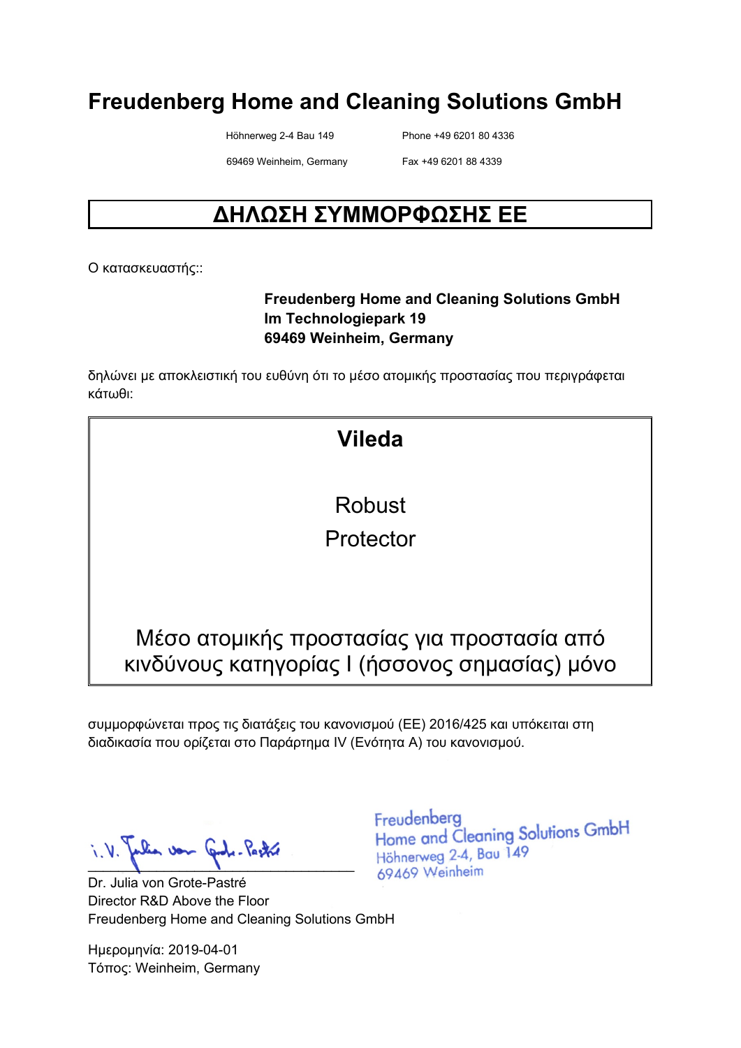# Freudenberg Home and Cleaning Solutions GmbH

Höhnerweg 2-4 Bau 149 | Phone +49 6201 80 4336
69469 Weinheim, Germany | Fax +49 6201 88 4339

## ΔΗΛΩΣΗ ΣΥΜΜΟΡΦΩΣΗΣ ΕΕ

Ο κατασκευαστής::

**Freudenberg Home and Cleaning Solutions GmbH**
**Im Technologiepark 19**
**69469 Weinheim, Germany**

δηλώνει με αποκλειστική του ευθύνη ότι το μέσο ατομικής προστασίας που περιγράφεται κάτωθι:

**Vileda**

Robust
Protector

Μέσο ατομικής προστασίας για προστασία από κινδύνους κατηγορίας I (ήσσονος σημασίας) μόνο

συμμορφώνεται προς τις διατάξεις του κανονισμού (ΕΕ) 2016/425 και υπόκειται στη διαδικασία που ορίζεται στο Παράρτημα IV (Ενότητα A) του κανονισμού.

i.V. Julia von Grote-Pastré

Dr. Julia von Grote-Pastré
Director R&D Above the Floor
Freudenberg Home and Cleaning Solutions GmbH

Freudenberg
Home and Cleaning Solutions GmbH
Höhnerweg 2-4, Bau 149
69469 Weinheim

Ημερομηνία: 2019-04-01
Τόπος: Weinheim, Germany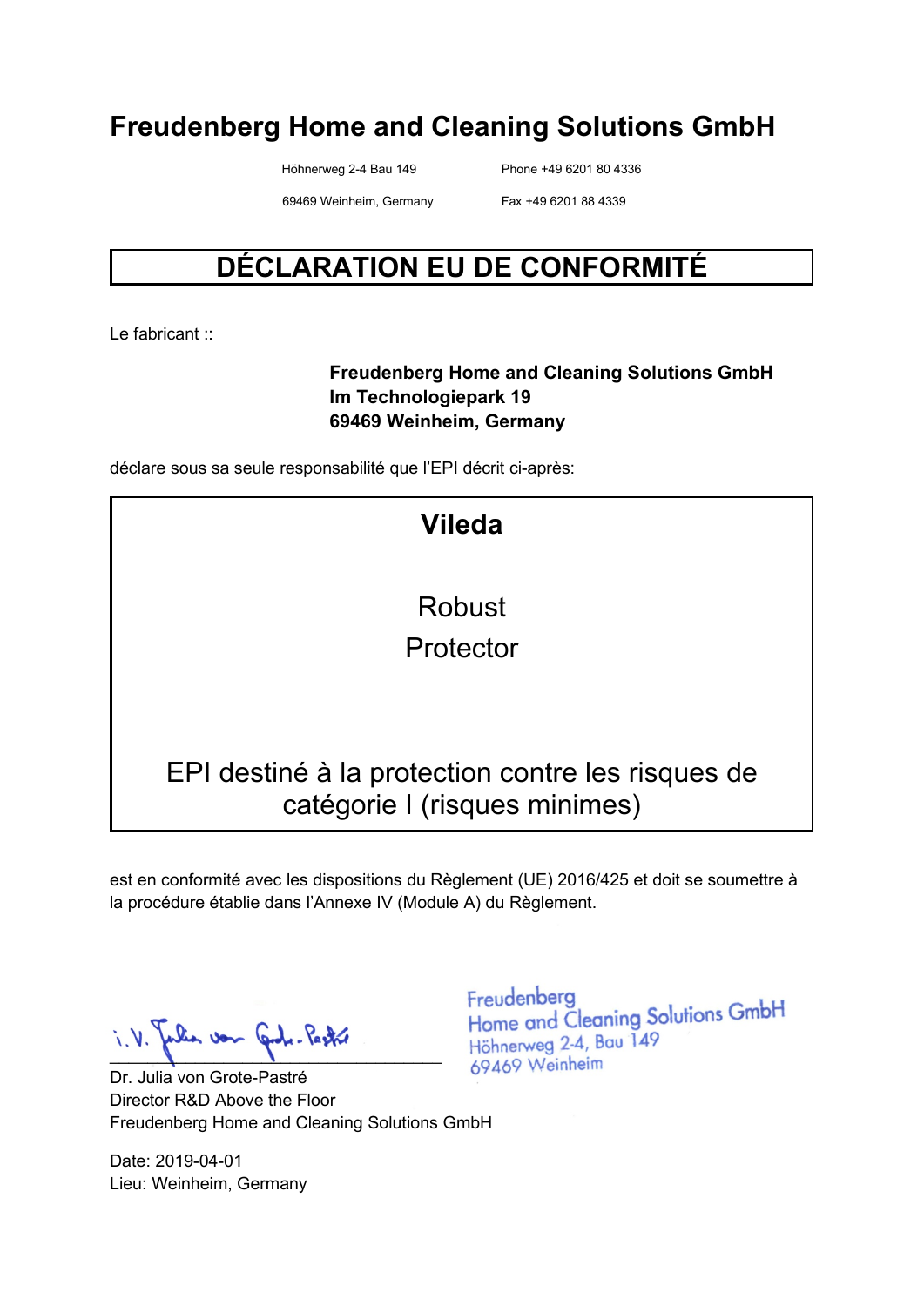# Freudenberg Home and Cleaning Solutions GmbH

Höhnerweg 2-4 Bau 149
69469 Weinheim, Germany

Phone +49 6201 80 4336
Fax +49 6201 88 4339

## DÉCLARATION EU DE CONFORMITÉ

Le fabricant ::

**Freudenberg Home and Cleaning Solutions GmbH**
**Im Technologiepark 19**
**69469 Weinheim, Germany**

déclare sous sa seule responsabilité que l'EPI décrit ci-après:

**Vileda**

Robust
Protector

EPI destiné à la protection contre les risques de catégorie I (risques minimes)

est en conformité avec les dispositions du Règlement (UE) 2016/425 et doit se soumettre à la procédure établie dans l'Annexe IV (Module A) du Règlement.

i.V. Julia von Grote-Pastré

Dr. Julia von Grote-Pastré
Director R&D Above the Floor
Freudenberg Home and Cleaning Solutions GmbH

Freudenberg
Home and Cleaning Solutions GmbH
Höhnerweg 2-4, Bau 149
69469 Weinheim

Date: 2019-04-01
Lieu: Weinheim, Germany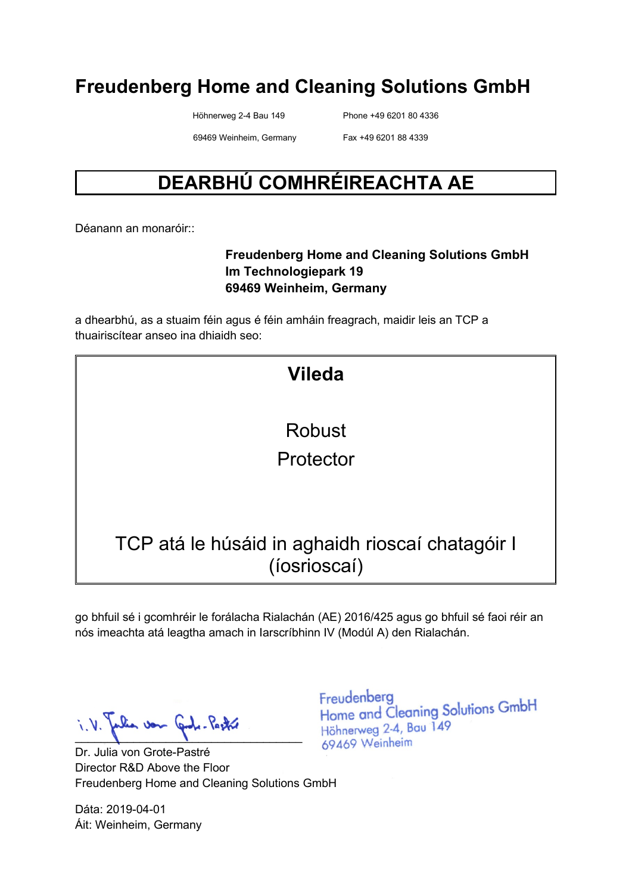# Freudenberg Home and Cleaning Solutions GmbH

Höhnerweg 2-4 Bau 149
69469 Weinheim, Germany

Phone +49 6201 80 4336
Fax +49 6201 88 4339

## DEARBHÚ COMHRÉIREACHTA AE

Déanann an monaróir::

**Freudenberg Home and Cleaning Solutions GmbH**
**Im Technologiepark 19**
**69469 Weinheim, Germany**

a dhearbhú, as a stuaim féin agus é féin amháin freagrach, maidir leis an TCP a thuairiscítear anseo ina dhiaidh seo:

**Vileda**

Robust
Protector

TCP atá le húsáid in aghaidh rioscaí chatagóir I (íosrioscaí)

go bhfuil sé i gcomhréir le forálacha Rialachán (AE) 2016/425 agus go bhfuil sé faoi réir an nós imeachta atá leagtha amach in Iarscríbhinn IV (Modúl A) den Rialachán.

i.V. Julia von Grote-Pastré

Freudenberg
Home and Cleaning Solutions GmbH
Höhnerweg 2-4, Bau 149
69469 Weinheim

Dr. Julia von Grote-Pastré
Director R&D Above the Floor
Freudenberg Home and Cleaning Solutions GmbH

Dáta: 2019-04-01
Áit: Weinheim, Germany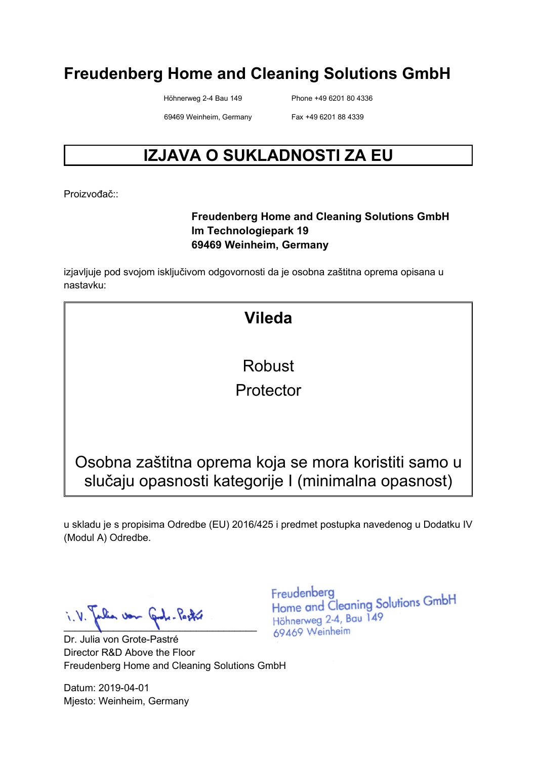# Freudenberg Home and Cleaning Solutions GmbH

Höhnerweg 2-4 Bau 149
69469 Weinheim, Germany

Phone +49 6201 80 4336
Fax +49 6201 88 4339

## IZJAVA O SUKLADNOSTI ZA EU

Proizvođač::

**Freudenberg Home and Cleaning Solutions GmbH**
**Im Technologiepark 19**
**69469 Weinheim, Germany**

izjavljuje pod svojom isključivom odgovornosti da je osobna zaštitna oprema opisana u nastavku:

**Vileda**

Robust
Protector

Osobna zaštitna oprema koja se mora koristiti samo u slučaju opasnosti kategorije I (minimalna opasnost)

u skladu je s propisima Odredbe (EU) 2016/425 i predmet postupka navedenog u Dodatku IV (Modul A) Odredbe.

i.V. Julia von Grote-Pastré

Dr. Julia von Grote-Pastré
Director R&D Above the Floor
Freudenberg Home and Cleaning Solutions GmbH

Freudenberg
Home and Cleaning Solutions GmbH
Höhnerweg 2-4, Bau 149
69469 Weinheim

Datum: 2019-04-01
Mjesto: Weinheim, Germany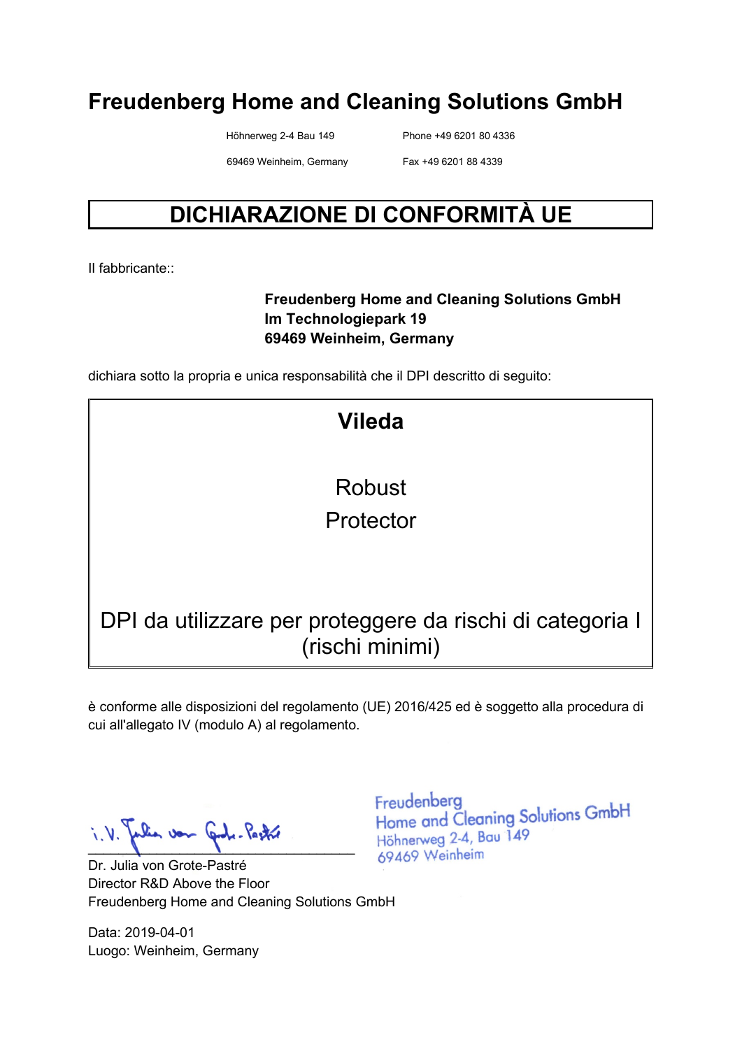# Freudenberg Home and Cleaning Solutions GmbH

Höhnerweg 2-4 Bau 149  
69469 Weinheim, Germany

Phone +49 6201 80 4336  
Fax +49 6201 88 4339

## DICHIARAZIONE DI CONFORMITÀ UE

Il fabbricante::

**Freudenberg Home and Cleaning Solutions GmbH**  
**Im Technologiepark 19**  
**69469 Weinheim, Germany**

dichiara sotto la propria e unica responsabilità che il DPI descritto di seguito:

**Vileda**

Robust  
Protector

DPI da utilizzare per proteggere da rischi di categoria I (rischi minimi)

è conforme alle disposizioni del regolamento (UE) 2016/425 ed è soggetto alla procedura di cui all'allegato IV (modulo A) al regolamento.

i.V. Julia von Grote-Pastré

Dr. Julia von Grote-Pastré  
Director R&D Above the Floor  
Freudenberg Home and Cleaning Solutions GmbH

Freudenberg  
Home and Cleaning Solutions GmbH  
Höhnerweg 2-4, Bau 149  
69469 Weinheim

Data: 2019-04-01  
Luogo: Weinheim, Germany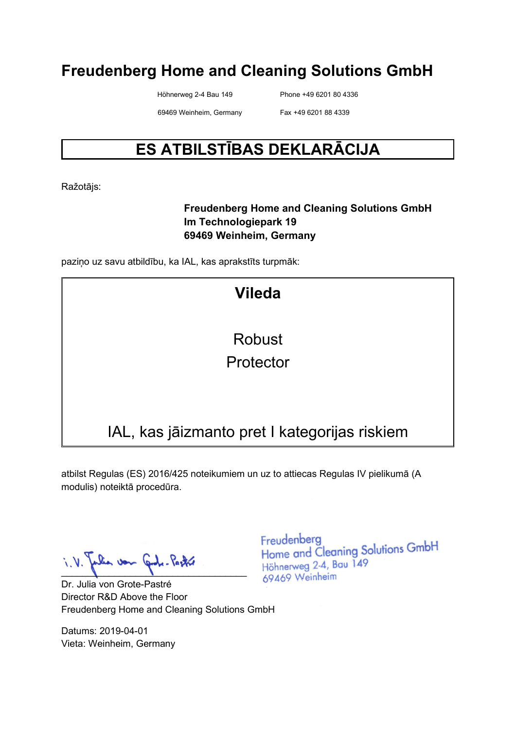# Freudenberg Home and Cleaning Solutions GmbH

Höhnerweg 2-4 Bau 149
69469 Weinheim, Germany

Phone +49 6201 80 4336
Fax +49 6201 88 4339

## ES ATBILSTĪBAS DEKLARĀCIJA

Ražotājs:

**Freudenberg Home and Cleaning Solutions GmbH**
**Im Technologiepark 19**
**69469 Weinheim, Germany**

paziņo uz savu atbildību, ka IAL, kas aprakstīts turpmāk:

**Vileda**

Robust
Protector

IAL, kas jāizmanto pret I kategorijas riskiem

atbilst Regulas (ES) 2016/425 noteikumiem un uz to attiecas Regulas IV pielikumā (A modulis) noteiktā procedūra.

i. V. Julia von Grote-Pastré

Dr. Julia von Grote-Pastré
Director R&D Above the Floor
Freudenberg Home and Cleaning Solutions GmbH

Freudenberg
Home and Cleaning Solutions GmbH
Höhnerweg 2-4, Bau 149
69469 Weinheim

Datums: 2019-04-01
Vieta: Weinheim, Germany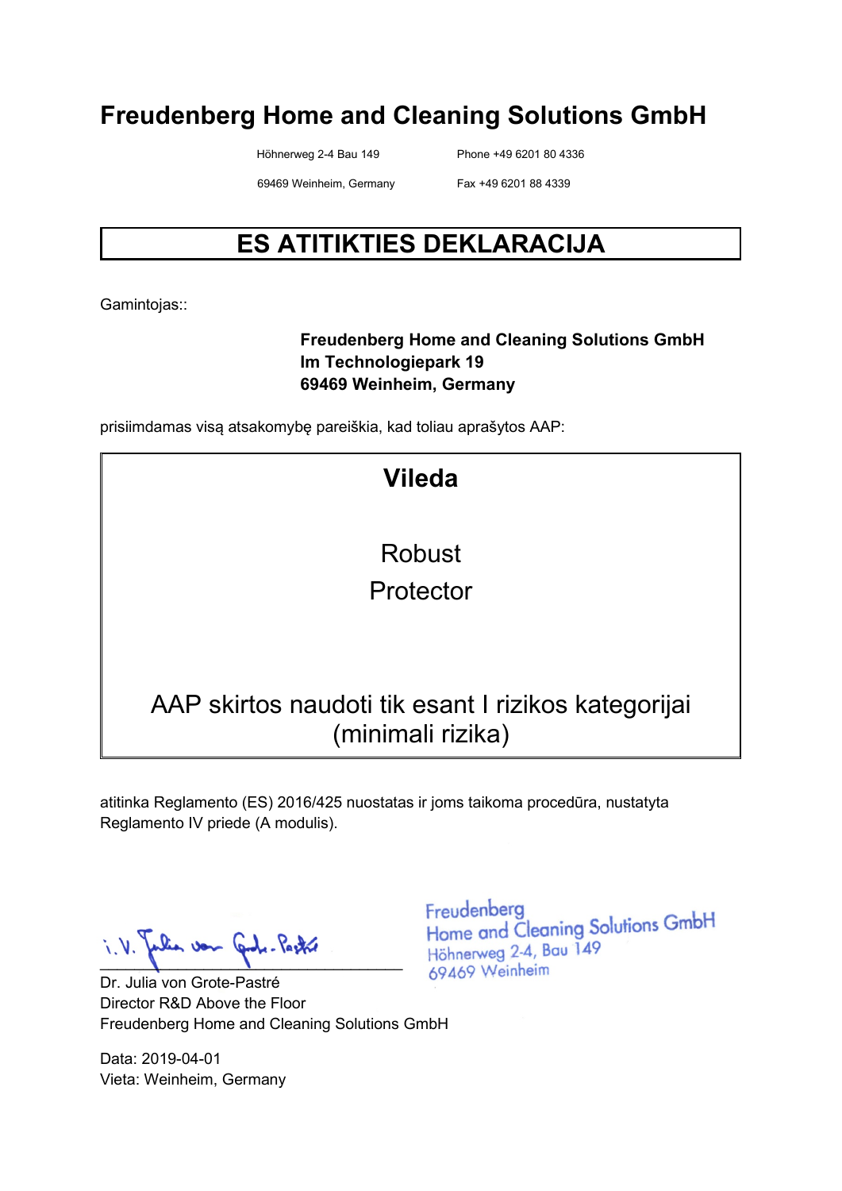# Freudenberg Home and Cleaning Solutions GmbH

Höhnerweg 2-4 Bau 149 Phone +49 6201 80 4336

69469 Weinheim, Germany Fax +49 6201 88 4339

## ES ATITIKTIES DEKLARACIJA

Gamintojas::

**Freudenberg Home and Cleaning Solutions GmbH**
**Im Technologiepark 19**
**69469 Weinheim, Germany**

prisiimdamas visą atsakomybę pareiškia, kad toliau aprašytos AAP:

**Vileda**

Robust

Protector

AAP skirtos naudoti tik esant I rizikos kategorijai (minimali rizika)

atitinka Reglamento (ES) 2016/425 nuostatas ir joms taikoma procedūra, nustatyta Reglamento IV priede (A modulis).

i.V. Julia von Grote-Pastré

Freudenberg
Home and Cleaning Solutions GmbH
Höhnerweg 2-4, Bau 149
69469 Weinheim

Dr. Julia von Grote-Pastré
Director R&D Above the Floor
Freudenberg Home and Cleaning Solutions GmbH

Data: 2019-04-01
Vieta: Weinheim, Germany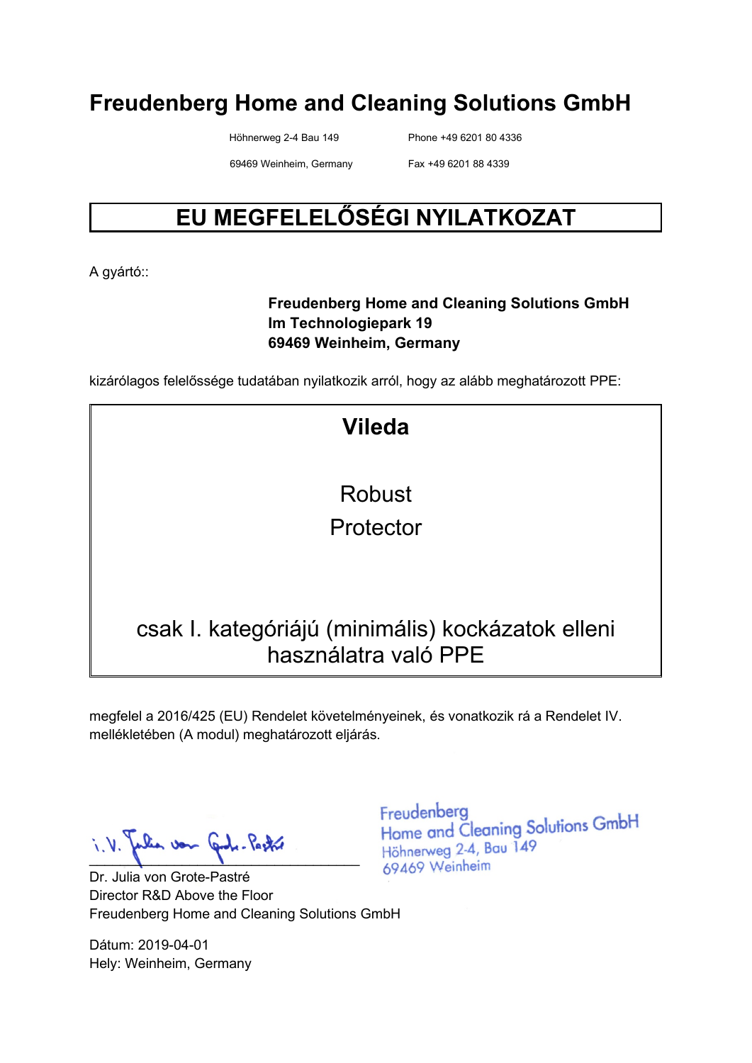# Freudenberg Home and Cleaning Solutions GmbH

Höhnerweg 2-4 Bau 149
69469 Weinheim, Germany

Phone +49 6201 80 4336
Fax +49 6201 88 4339

## EU MEGFELELŐSÉGI NYILATKOZAT

A gyártó::

**Freudenberg Home and Cleaning Solutions GmbH**
**Im Technologiepark 19**
**69469 Weinheim, Germany**

kizárólagos felelőssége tudatában nyilatkozik arról, hogy az alább meghatározott PPE:

**Vileda**

Robust
Protector

csak I. kategóriájú (minimális) kockázatok elleni használatra való PPE

megfelel a 2016/425 (EU) Rendelet követelményeinek, és vonatkozik rá a Rendelet IV. mellékletében (A modul) meghatározott eljárás.

i.V. Julia von Grote-Pastré

Freudenberg
Home and Cleaning Solutions GmbH
Höhnerweg 2-4, Bau 149
69469 Weinheim

Dr. Julia von Grote-Pastré
Director R&D Above the Floor
Freudenberg Home and Cleaning Solutions GmbH

Dátum: 2019-04-01
Hely: Weinheim, Germany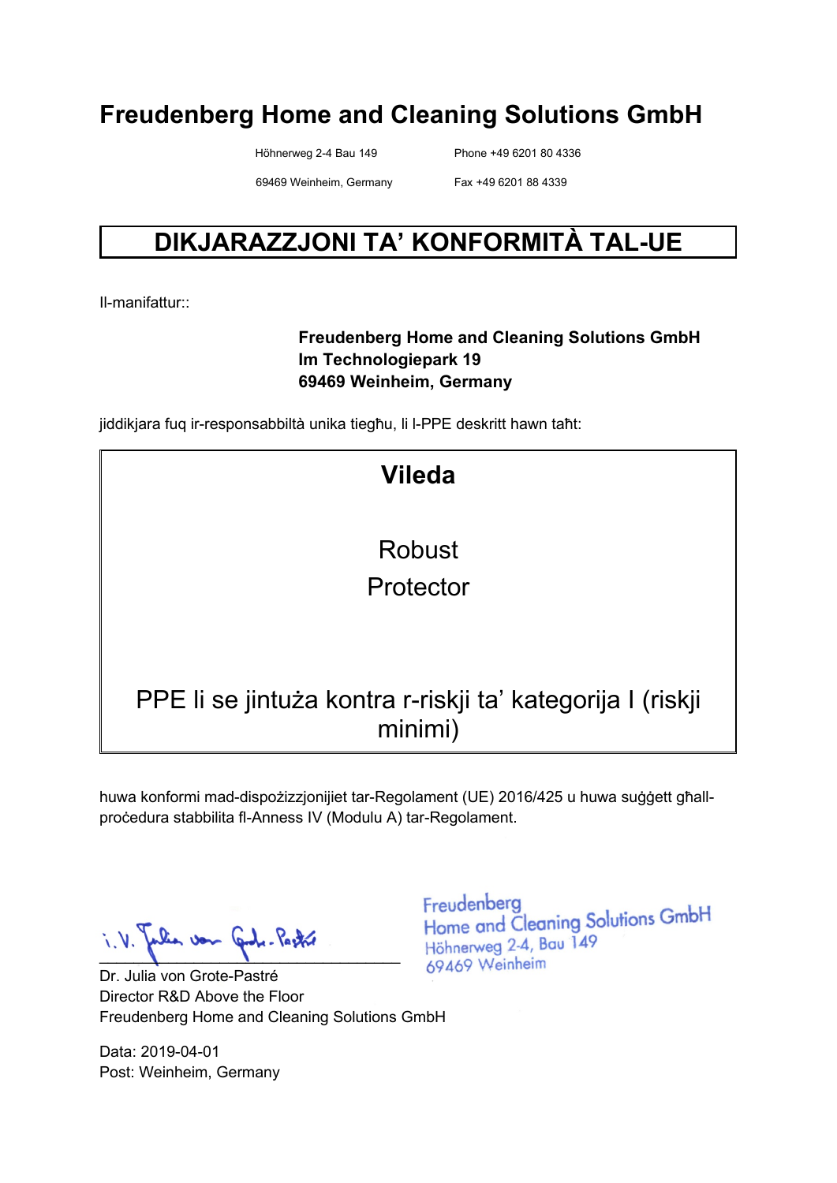# Freudenberg Home and Cleaning Solutions GmbH

Höhnerweg 2-4 Bau 149
69469 Weinheim, Germany

Phone +49 6201 80 4336
Fax +49 6201 88 4339

## DIKJARAZZJONI TA' KONFORMITÀ TAL-UE

Il-manifattur::

**Freudenberg Home and Cleaning Solutions GmbH**
**Im Technologiepark 19**
**69469 Weinheim, Germany**

jiddikjara fuq ir-responsabbiltà unika tiegħu, li l-PPE deskritt hawn taħt:

**Vileda**

Robust
Protector

PPE li se jintuża kontra r-riskji ta' kategorija I (riskji minimi)

huwa konformi mad-dispożizzjonijiet tar-Regolament (UE) 2016/425 u huwa suġġett għall-proċedura stabbilita fl-Anness IV (Modulu A) tar-Regolament.

i.V. Julia von Grote-Pastré

Freudenberg
Home and Cleaning Solutions GmbH
Höhnerweg 2-4, Bau 149
69469 Weinheim

Dr. Julia von Grote-Pastré
Director R&D Above the Floor
Freudenberg Home and Cleaning Solutions GmbH

Data: 2019-04-01
Post: Weinheim, Germany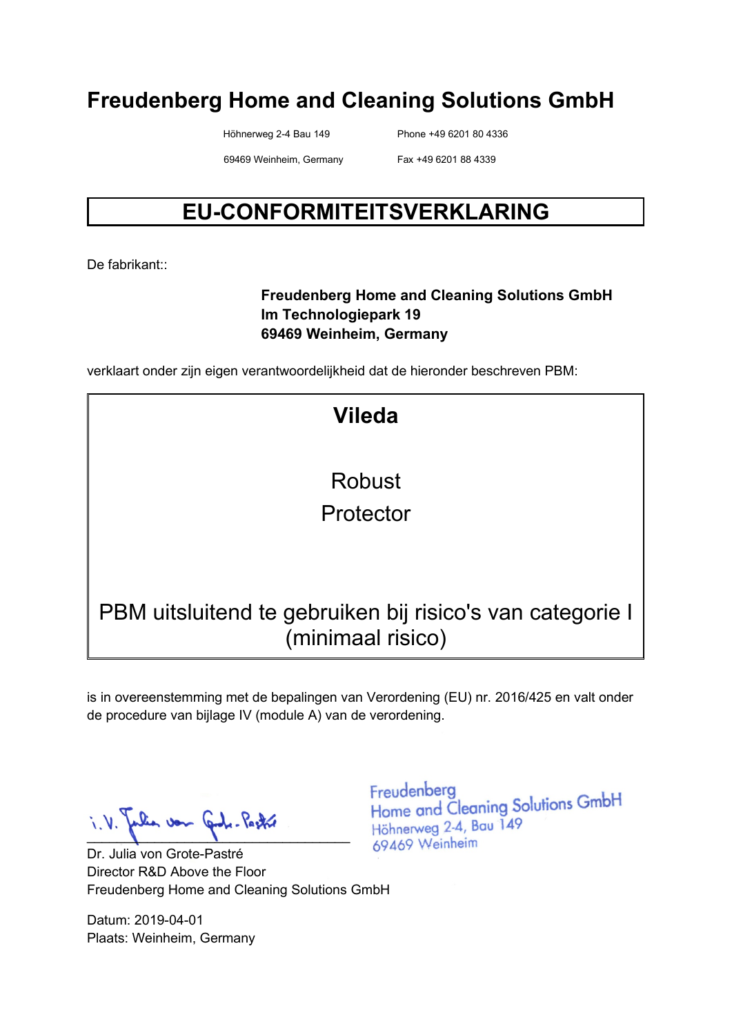# Freudenberg Home and Cleaning Solutions GmbH

Höhnerweg 2-4 Bau 149
69469 Weinheim, Germany

Phone +49 6201 80 4336
Fax +49 6201 88 4339

## EU-CONFORMITEITSVERKLARING

De fabrikant::

**Freudenberg Home and Cleaning Solutions GmbH**
**Im Technologiepark 19**
**69469 Weinheim, Germany**

verklaart onder zijn eigen verantwoordelijkheid dat de hieronder beschreven PBM:

**Vileda**

Robust
Protector

PBM uitsluitend te gebruiken bij risico's van categorie I (minimaal risico)

is in overeenstemming met de bepalingen van Verordening (EU) nr. 2016/425 en valt onder de procedure van bijlage IV (module A) van de verordening.

i.V. Julia von Grote-Pastré

Freudenberg
Home and Cleaning Solutions GmbH
Höhnerweg 2-4, Bau 149
69469 Weinheim

Dr. Julia von Grote-Pastré
Director R&D Above the Floor
Freudenberg Home and Cleaning Solutions GmbH

Datum: 2019-04-01
Plaats: Weinheim, Germany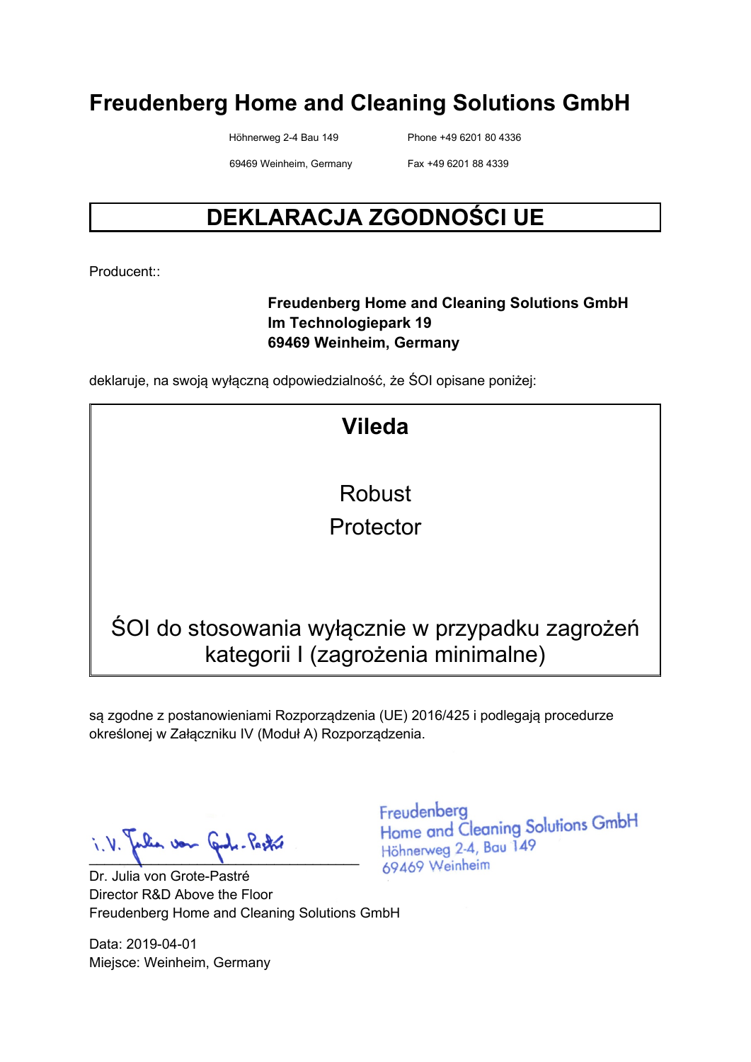# Freudenberg Home and Cleaning Solutions GmbH

Höhnerweg 2-4 Bau 149
69469 Weinheim, Germany

Phone +49 6201 80 4336
Fax +49 6201 88 4339

## DEKLARACJA ZGODNOŚCI UE

Producent::

**Freudenberg Home and Cleaning Solutions GmbH**
**Im Technologiepark 19**
**69469 Weinheim, Germany**

deklaruje, na swoją wyłączną odpowiedzialność, że ŚOI opisane poniżej:

**Vileda**

Robust
Protector

ŚOI do stosowania wyłącznie w przypadku zagrożeń kategorii I (zagrożenia minimalne)

są zgodne z postanowieniami Rozporządzenia (UE) 2016/425 i podlegają procedurze określonej w Załączniku IV (Moduł A) Rozporządzenia.

i.V. Julia von Grote-Pastré

Freudenberg
Home and Cleaning Solutions GmbH
Höhnerweg 2-4, Bau 149
69469 Weinheim

Dr. Julia von Grote-Pastré
Director R&D Above the Floor
Freudenberg Home and Cleaning Solutions GmbH

Data: 2019-04-01
Miejsce: Weinheim, Germany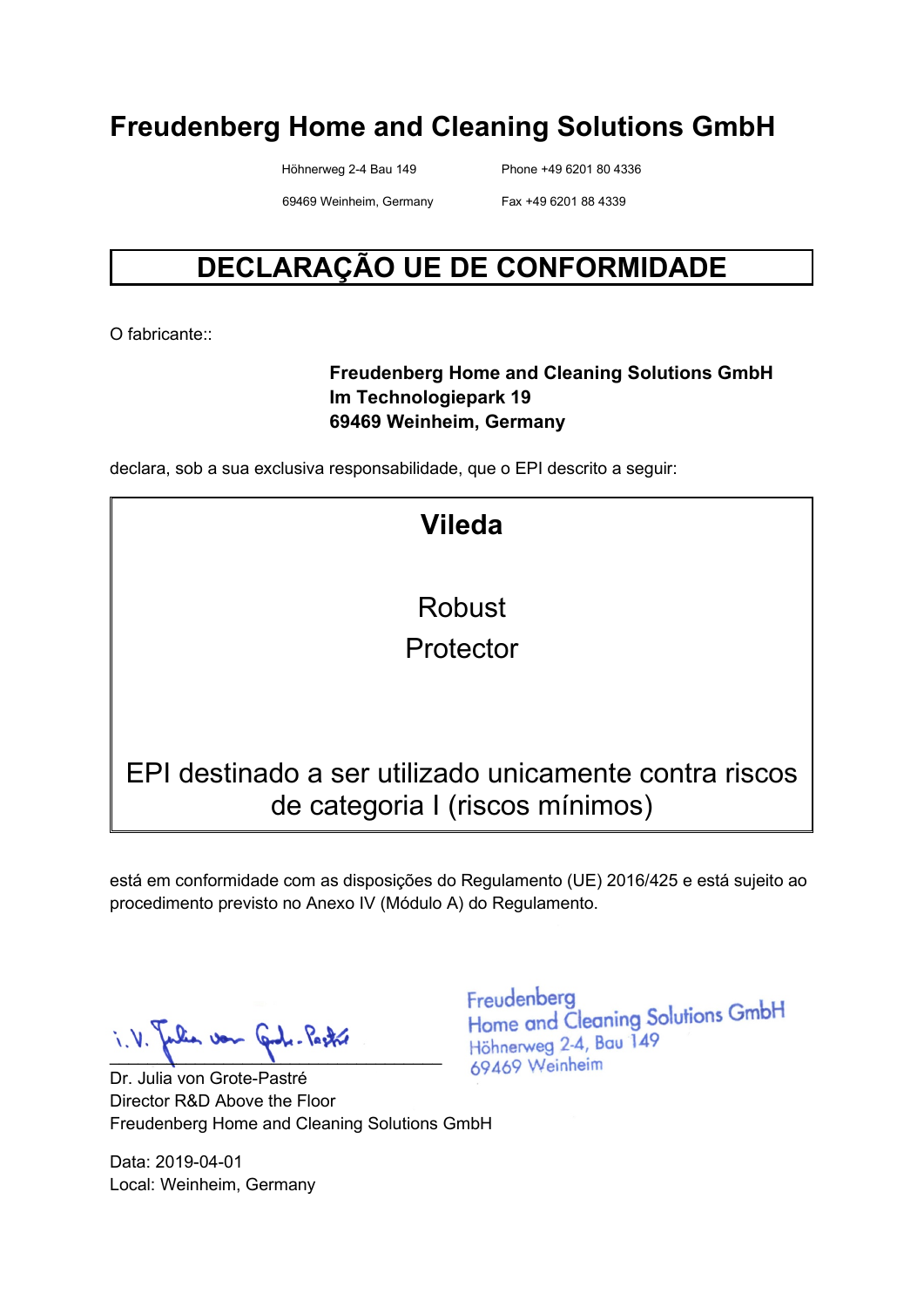# Freudenberg Home and Cleaning Solutions GmbH

Höhnerweg 2-4 Bau 149 Phone +49 6201 80 4336

69469 Weinheim, Germany Fax +49 6201 88 4339

## DECLARAÇÃO UE DE CONFORMIDADE

O fabricante::

**Freudenberg Home and Cleaning Solutions GmbH**
**Im Technologiepark 19**
**69469 Weinheim, Germany**

declara, sob a sua exclusiva responsabilidade, que o EPI descrito a seguir:

**Vileda**

Robust
Protector

EPI destinado a ser utilizado unicamente contra riscos de categoria I (riscos mínimos)

está em conformidade com as disposições do Regulamento (UE) 2016/425 e está sujeito ao procedimento previsto no Anexo IV (Módulo A) do Regulamento.

i.V. Julia von Grote-Pastré

Freudenberg
Home and Cleaning Solutions GmbH
Höhnerweg 2-4, Bau 149
69469 Weinheim

Dr. Julia von Grote-Pastré
Director R&D Above the Floor
Freudenberg Home and Cleaning Solutions GmbH

Data: 2019-04-01
Local: Weinheim, Germany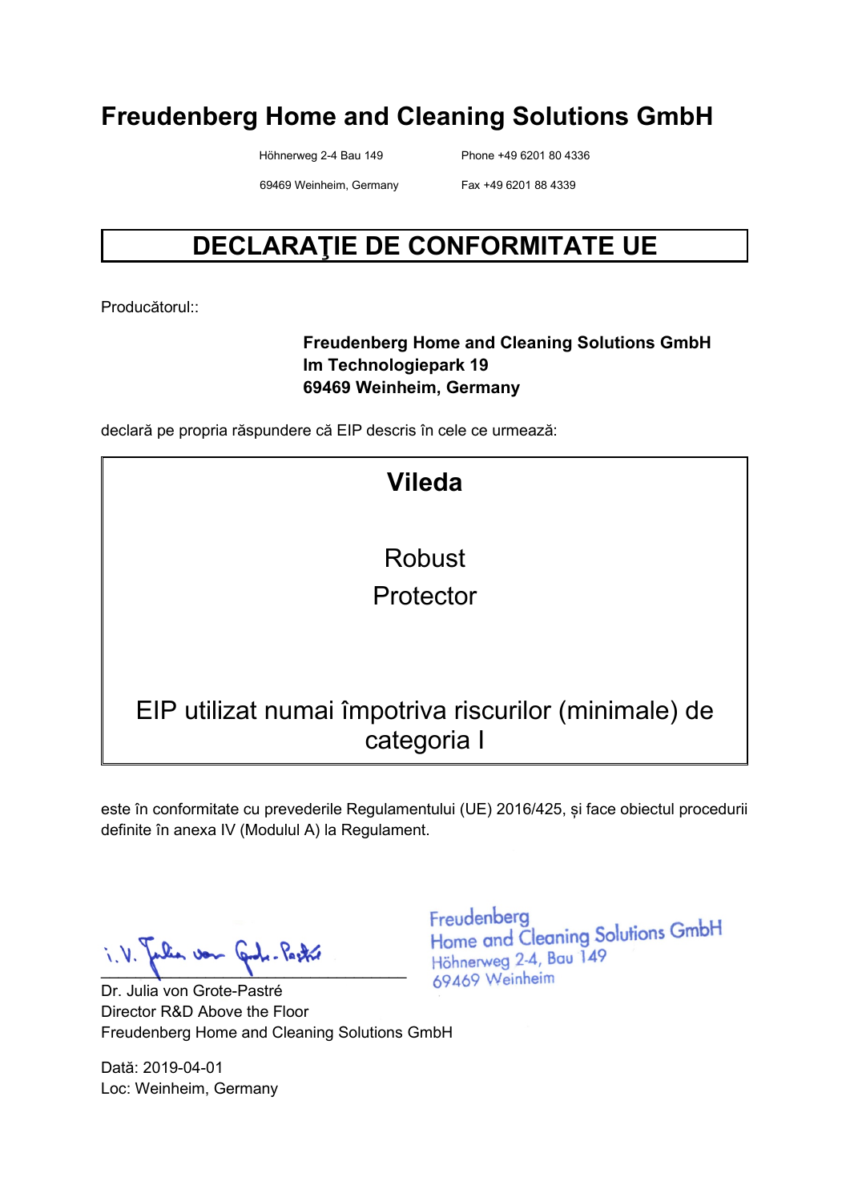# Freudenberg Home and Cleaning Solutions GmbH

Höhnerweg 2-4 Bau 149
69469 Weinheim, Germany

Phone +49 6201 80 4336
Fax +49 6201 88 4339

## DECLARAŢIE DE CONFORMITATE UE

Producătorul::

**Freudenberg Home and Cleaning Solutions GmbH**
**Im Technologiepark 19**
**69469 Weinheim, Germany**

declară pe propria răspundere că EIP descris în cele ce urmează:

**Vileda**

Robust
Protector

EIP utilizat numai împotriva riscurilor (minimale) de categoria I

este în conformitate cu prevederile Regulamentului (UE) 2016/425, și face obiectul procedurii definite în anexa IV (Modulul A) la Regulament.

i.V. Julia von Grote-Pastré

Freudenberg
Home and Cleaning Solutions GmbH
Höhnerweg 2-4, Bau 149
69469 Weinheim

Dr. Julia von Grote-Pastré
Director R&D Above the Floor
Freudenberg Home and Cleaning Solutions GmbH

Dată: 2019-04-01
Loc: Weinheim, Germany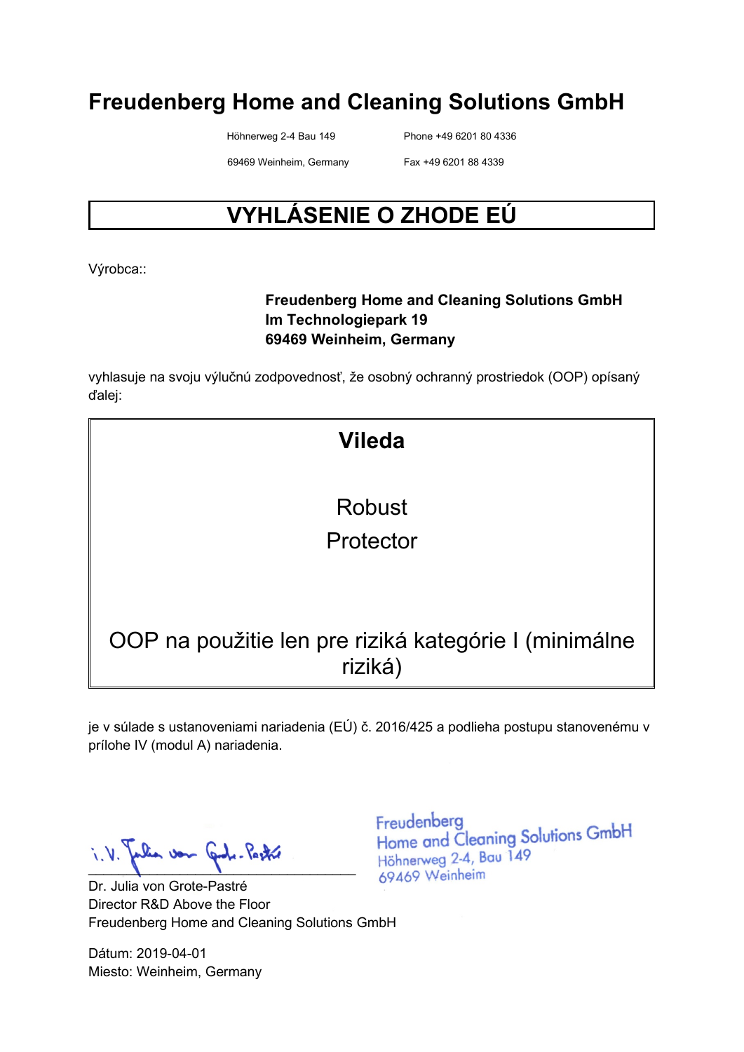# Freudenberg Home and Cleaning Solutions GmbH

Höhnerweg 2-4 Bau 149
69469 Weinheim, Germany

Phone +49 6201 80 4336
Fax +49 6201 88 4339

## VYHLÁSENIE O ZHODE EÚ

Výrobca::

**Freudenberg Home and Cleaning Solutions GmbH**
**Im Technologiepark 19**
**69469 Weinheim, Germany**

vyhlasuje na svoju výlučnú zodpovednosť, že osobný ochranný prostriedok (OOP) opísaný ďalej:

**Vileda**

Robust
Protector

OOP na použitie len pre riziká kategórie I (minimálne riziká)

je v súlade s ustanoveniami nariadenia (EÚ) č. 2016/425 a podlieha postupu stanovenému v prílohe IV (modul A) nariadenia.

i.V. Julia von Grote-Pastré

Freudenberg
Home and Cleaning Solutions GmbH
Höhnerweg 2-4, Bau 149
69469 Weinheim

Dr. Julia von Grote-Pastré
Director R&D Above the Floor
Freudenberg Home and Cleaning Solutions GmbH

Dátum: 2019-04-01
Miesto: Weinheim, Germany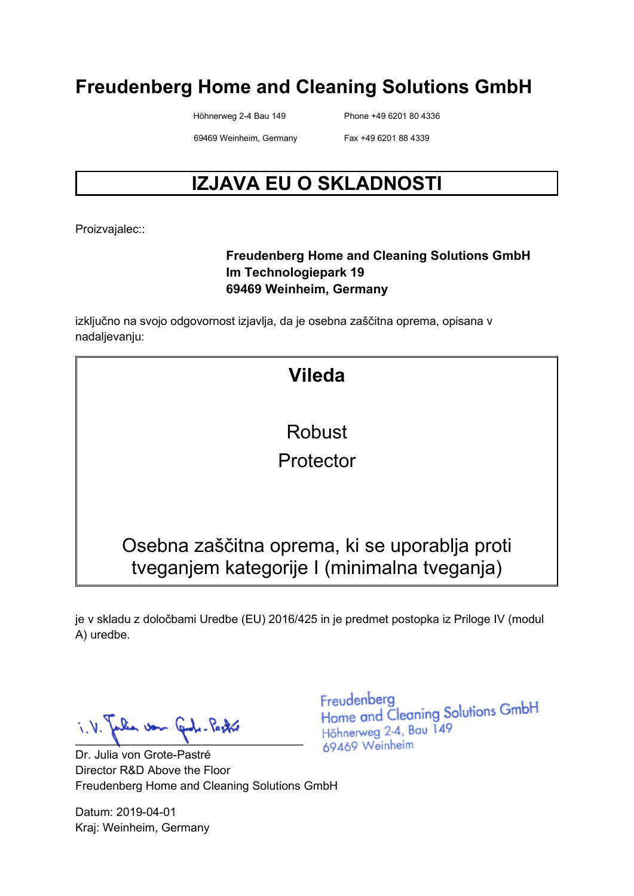# Freudenberg Home and Cleaning Solutions GmbH

Höhnerweg 2-4 Bau 149
69469 Weinheim, Germany

Phone +49 6201 80 4336
Fax +49 6201 88 4339

## IZJAVA EU O SKLADNOSTI

Proizvajalec::

**Freudenberg Home and Cleaning Solutions GmbH**
**Im Technologiepark 19**
**69469 Weinheim, Germany**

izključno na svojo odgovornost izjavlja, da je osebna zaščitna oprema, opisana v nadaljevanju:

**Vileda**

Robust
Protector

Osebna zaščitna oprema, ki se uporablja proti tveganjem kategorije I (minimalna tveganja)

je v skladu z določbami Uredbe (EU) 2016/425 in je predmet postopka iz Priloge IV (modul A) uredbe.

i.V. Julia von Grote-Pastré

Freudenberg
Home and Cleaning Solutions GmbH
Höhnerweg 2-4, Bau 149
69469 Weinheim

Dr. Julia von Grote-Pastré
Director R&D Above the Floor
Freudenberg Home and Cleaning Solutions GmbH

Datum: 2019-04-01
Kraj: Weinheim, Germany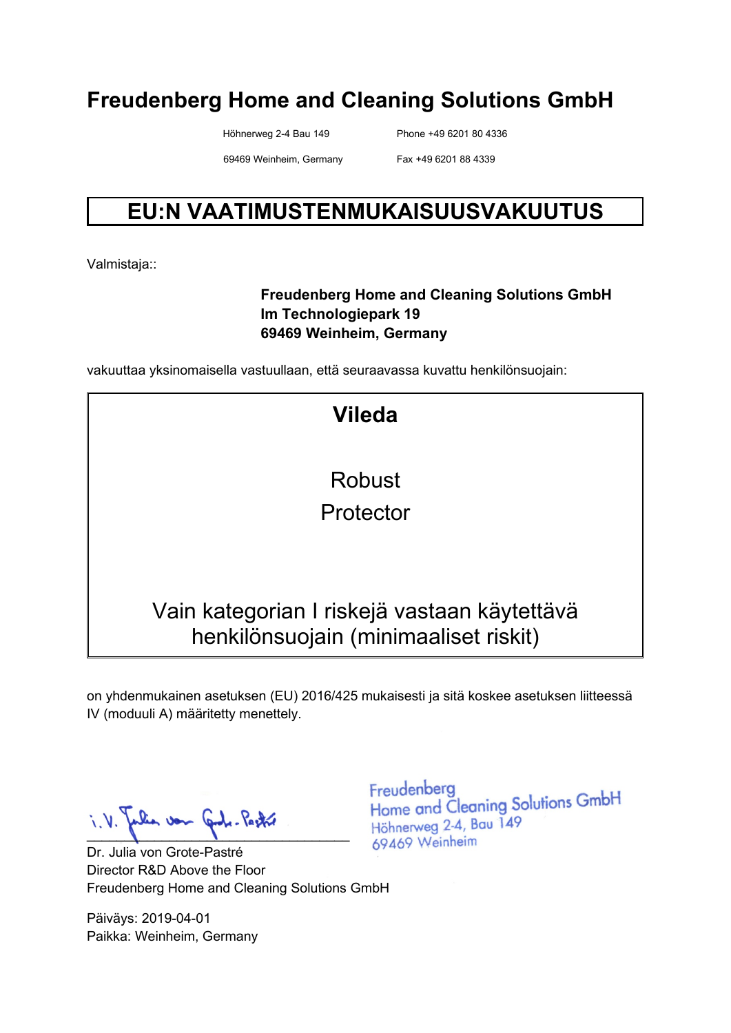# Freudenberg Home and Cleaning Solutions GmbH

Höhnerweg 2-4 Bau 149
69469 Weinheim, Germany

Phone +49 6201 80 4336
Fax +49 6201 88 4339

## EU:N VAATIMUSTENMUKAISUUSVAKUUTUS

Valmistaja::

**Freudenberg Home and Cleaning Solutions GmbH**
**Im Technologiepark 19**
**69469 Weinheim, Germany**

vakuuttaa yksinomaisella vastuullaan, että seuraavassa kuvattu henkilönsuojain:

**Vileda**

Robust
Protector

Vain kategorian I riskejä vastaan käytettävä henkilönsuojain (minimaaliset riskit)

on yhdenmukainen asetuksen (EU) 2016/425 mukaisesti ja sitä koskee asetuksen liitteessä IV (moduuli A) määritetty menettely.

i.V. Julia von Grote-Pastré

Freudenberg
Home and Cleaning Solutions GmbH
Höhnerweg 2-4, Bau 149
69469 Weinheim

Dr. Julia von Grote-Pastré
Director R&D Above the Floor
Freudenberg Home and Cleaning Solutions GmbH

Päiväys: 2019-04-01
Paikka: Weinheim, Germany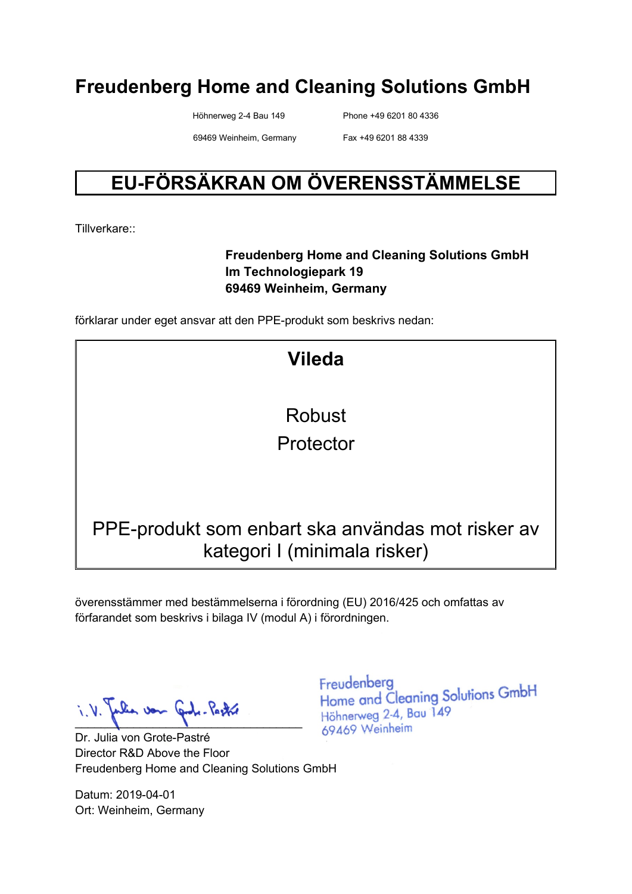# Freudenberg Home and Cleaning Solutions GmbH

Höhnerweg 2-4 Bau 149  
69469 Weinheim, Germany

Phone +49 6201 80 4336  
Fax +49 6201 88 4339

## EU-FÖRSÄKRAN OM ÖVERENSSTÄMMELSE

Tillverkare::

**Freudenberg Home and Cleaning Solutions GmbH**  
**Im Technologiepark 19**  
**69469 Weinheim, Germany**

förklarar under eget ansvar att den PPE-produkt som beskrivs nedan:

**Vileda**

Robust  
Protector

PPE-produkt som enbart ska användas mot risker av kategori I (minimala risker)

överensstämmer med bestämmelserna i förordning (EU) 2016/425 och omfattas av förfarandet som beskrivs i bilaga IV (modul A) i förordningen.

i.V. Julia von Grote-Pastré

Freudenberg  
Home and Cleaning Solutions GmbH  
Höhnerweg 2-4, Bau 149  
69469 Weinheim

Dr. Julia von Grote-Pastré  
Director R&D Above the Floor  
Freudenberg Home and Cleaning Solutions GmbH

Datum: 2019-04-01  
Ort: Weinheim, Germany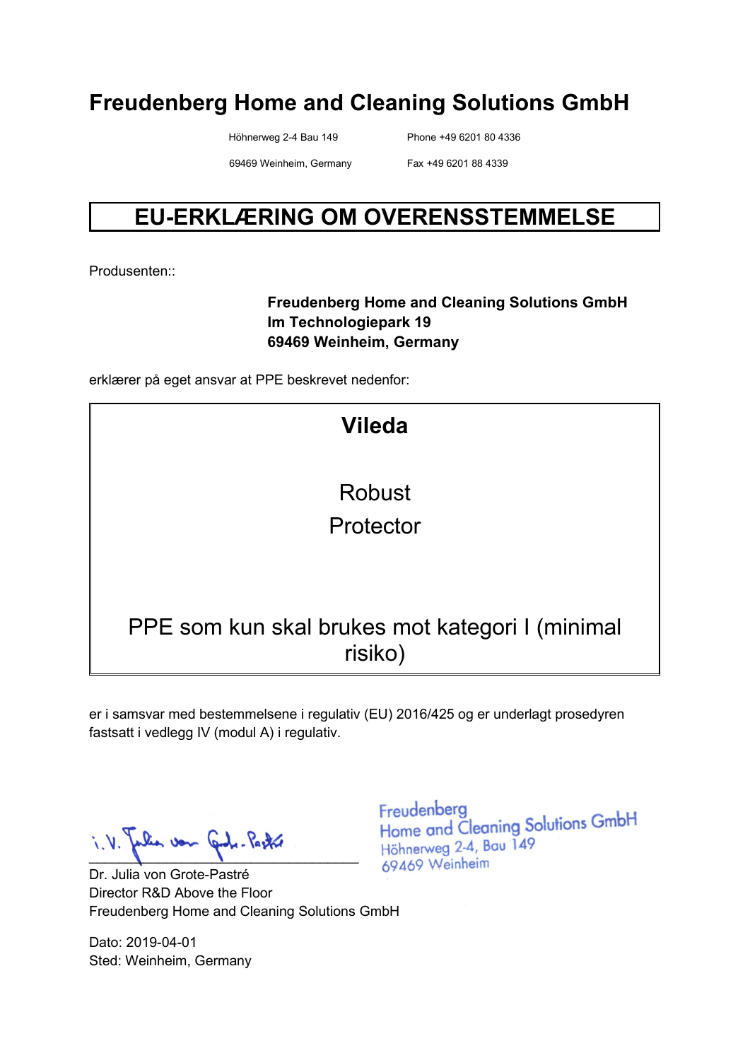# Freudenberg Home and Cleaning Solutions GmbH

Höhnerweg 2-4 Bau 149
69469 Weinheim, Germany

Phone +49 6201 80 4336
Fax +49 6201 88 4339

## EU-ERKLÆRING OM OVERENSSTEMMELSE

Produsenten::

**Freudenberg Home and Cleaning Solutions GmbH**
**Im Technologiepark 19**
**69469 Weinheim, Germany**

erklærer på eget ansvar at PPE beskrevet nedenfor:

**Vileda**

Robust
Protector

PPE som kun skal brukes mot kategori I (minimal risiko)

er i samsvar med bestemmelsene i regulativ (EU) 2016/425 og er underlagt prosedyren fastsatt i vedlegg IV (modul A) i regulativ.

i.V. Julia von Grote-Pastré

Freudenberg Home and Cleaning Solutions GmbH
Höhnerweg 2-4, Bau 149
69469 Weinheim

Dr. Julia von Grote-Pastré
Director R&D Above the Floor
Freudenberg Home and Cleaning Solutions GmbH

Dato: 2019-04-01
Sted: Weinheim, Germany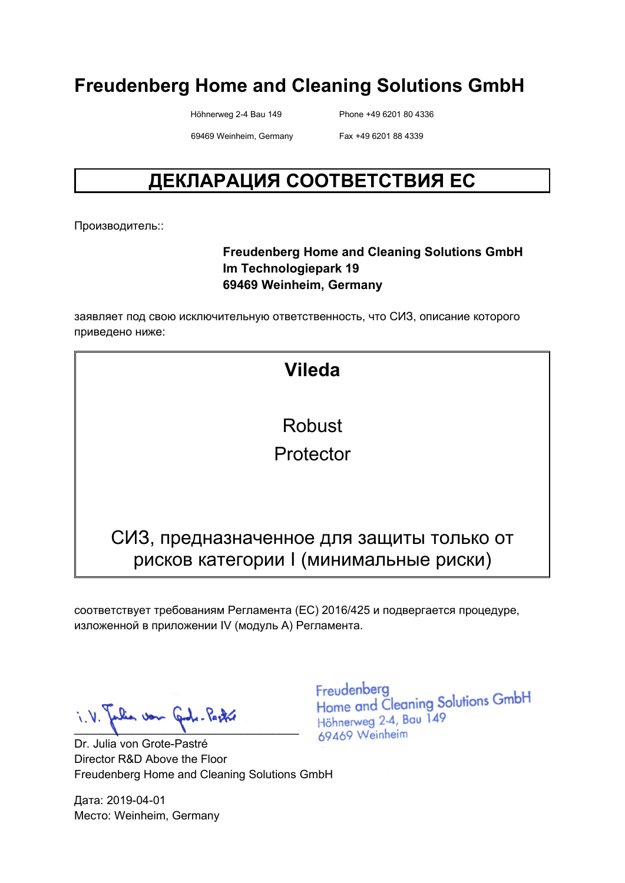# Freudenberg Home and Cleaning Solutions GmbH

Höhnerweg 2-4 Bau 149
69469 Weinheim, Germany

Phone +49 6201 80 4336
Fax +49 6201 88 4339

## ДЕКЛАРАЦИЯ СООТВЕТСТВИЯ ЕС

Производитель::

**Freudenberg Home and Cleaning Solutions GmbH**
**Im Technologiepark 19**
**69469 Weinheim, Germany**

заявляет под свою исключительную ответственность, что СИЗ, описание которого приведено ниже:

**Vileda**

Robust
Protector

СИЗ, предназначенное для защиты только от рисков категории I (минимальные риски)

соответствует требованиям Регламента (ЕС) 2016/425 и подвергается процедуре, изложенной в приложении IV (модуль A) Регламента.

i.V. Julia von Grote-Pastré

Freudenberg
Home and Cleaning Solutions GmbH
Höhnerweg 2-4, Bau 149
69469 Weinheim

Dr. Julia von Grote-Pastré
Director R&D Above the Floor
Freudenberg Home and Cleaning Solutions GmbH

Дата: 2019-04-01
Место: Weinheim, Germany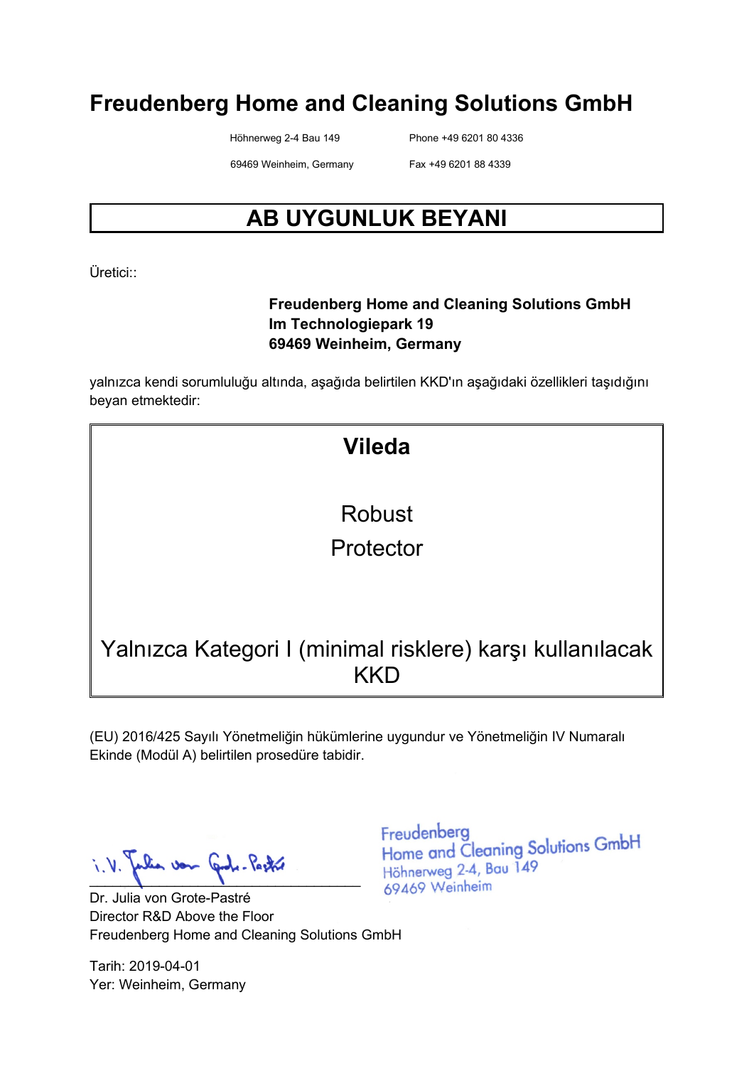# Freudenberg Home and Cleaning Solutions GmbH

Höhnerweg 2-4 Bau 149
69469 Weinheim, Germany

Phone +49 6201 80 4336
Fax +49 6201 88 4339

## AB UYGUNLUK BEYANI

Üretici::

**Freudenberg Home and Cleaning Solutions GmbH**
**Im Technologiepark 19**
**69469 Weinheim, Germany**

yalnızca kendi sorumluluğu altında, aşağıda belirtilen KKD'ın aşağıdaki özellikleri taşıdığını beyan etmektedir:

**Vileda**

Robust
Protector

Yalnızca Kategori I (minimal risklere) karşı kullanılacak KKD

(EU) 2016/425 Sayılı Yönetmeliğin hükümlerine uygundur ve Yönetmeliğin IV Numaralı Ekinde (Modül A) belirtilen prosedüre tabidir.

i.V. Julia von Grote-Pastré

Freudenberg
Home and Cleaning Solutions GmbH
Höhnerweg 2-4, Bau 149
69469 Weinheim

Dr. Julia von Grote-Pastré
Director R&D Above the Floor
Freudenberg Home and Cleaning Solutions GmbH

Tarih: 2019-04-01
Yer: Weinheim, Germany